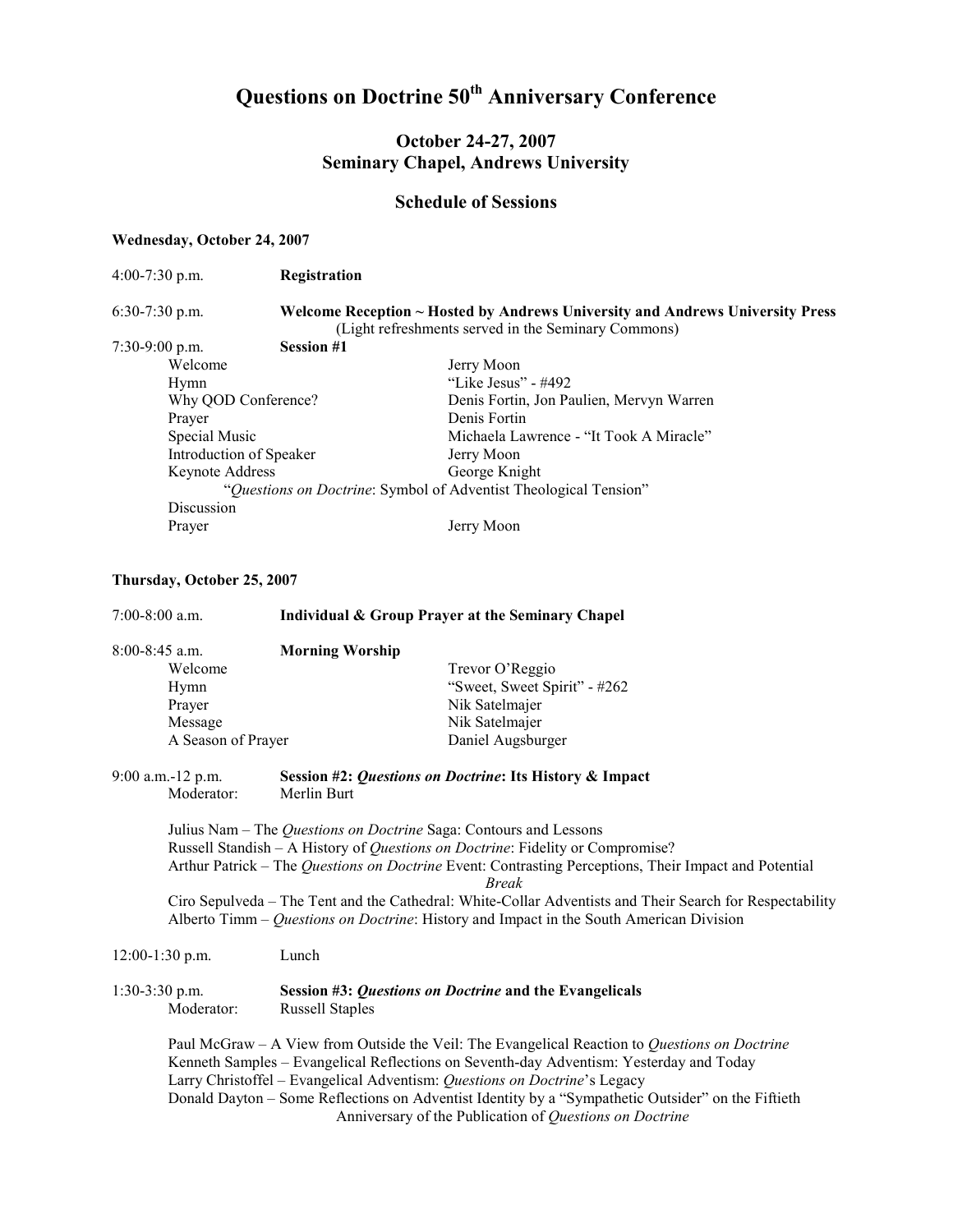# Questions on Doctrine 50th Anniversary Conference

## October 24-27, 2007
## Seminary Chapel, Andrews University

### Schedule of Sessions

**Wednesday, October 24, 2007**

4:00-7:30 p.m. **Registration**

6:30-7:30 p.m. **Welcome Reception ~ Hosted by Andrews University and Andrews University Press**
(Light refreshments served in the Seminary Commons)

7:30-9:00 p.m. **Session #1**

| | |
|---|---|
| Welcome | Jerry Moon |
| Hymn | "Like Jesus" - #492 |
| Why QOD Conference? | Denis Fortin, Jon Paulien, Mervyn Warren |
| Prayer | Denis Fortin |
| Special Music | Michaela Lawrence - "It Took A Miracle" |
| Introduction of Speaker | Jerry Moon |
| Keynote Address | George Knight |

"*Questions on Doctrine*: Symbol of Adventist Theological Tension"

| | |
|---|---|
| Discussion | |
| Prayer | Jerry Moon |

**Thursday, October 25, 2007**

7:00-8:00 a.m. **Individual & Group Prayer at the Seminary Chapel**

8:00-8:45 a.m. **Morning Worship**

| | |
|---|---|
| Welcome | Trevor O'Reggio |
| Hymn | "Sweet, Sweet Spirit" - #262 |
| Prayer | Nik Satelmajer |
| Message | Nik Satelmajer |
| A Season of Prayer | Daniel Augsburger |

9:00 a.m.-12 p.m. **Session #2: *Questions on Doctrine*: Its History & Impact**
Moderator: Merlin Burt

Julius Nam – The *Questions on Doctrine* Saga: Contours and Lessons
Russell Standish – A History of *Questions on Doctrine*: Fidelity or Compromise?
Arthur Patrick – The *Questions on Doctrine* Event: Contrasting Perceptions, Their Impact and Potential

*Break*

Ciro Sepulveda – The Tent and the Cathedral: White-Collar Adventists and Their Search for Respectability
Alberto Timm – *Questions on Doctrine*: History and Impact in the South American Division

12:00-1:30 p.m. Lunch

1:30-3:30 p.m. **Session #3: *Questions on Doctrine* and the Evangelicals**
Moderator: Russell Staples

Paul McGraw – A View from Outside the Veil: The Evangelical Reaction to *Questions on Doctrine*
Kenneth Samples – Evangelical Reflections on Seventh-day Adventism: Yesterday and Today
Larry Christoffel – Evangelical Adventism: *Questions on Doctrine*'s Legacy
Donald Dayton – Some Reflections on Adventist Identity by a "Sympathetic Outsider" on the Fiftieth Anniversary of the Publication of *Questions on Doctrine*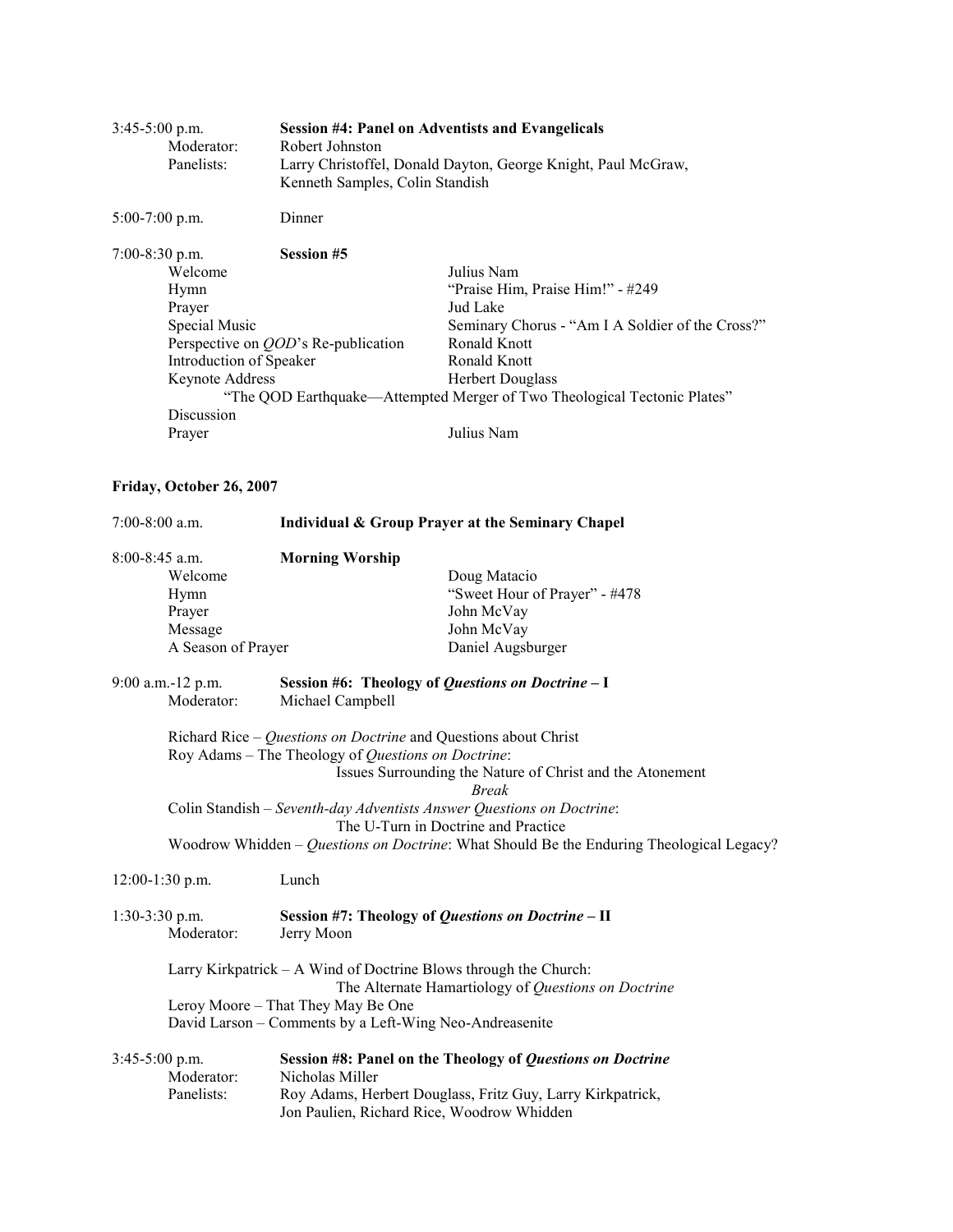3:45-5:00 p.m. **Session #4: Panel on Adventists and Evangelicals**

Moderator: Robert Johnston

Panelists: Larry Christoffel, Donald Dayton, George Knight, Paul McGraw, Kenneth Samples, Colin Standish

5:00-7:00 p.m. Dinner

7:00-8:30 p.m. **Session #5**

| | |
|---|---|
| Welcome | Julius Nam |
| Hymn | "Praise Him, Praise Him!" - #249 |
| Prayer | Jud Lake |
| Special Music | Seminary Chorus - "Am I A Soldier of the Cross?" |
| Perspective on *QOD*'s Re-publication | Ronald Knott |
| Introduction of Speaker | Ronald Knott |
| Keynote Address | Herbert Douglass |

"The QOD Earthquake—Attempted Merger of Two Theological Tectonic Plates"

| | |
|---|---|
| Discussion | |
| Prayer | Julius Nam |

**Friday, October 26, 2007**

7:00-8:00 a.m. **Individual & Group Prayer at the Seminary Chapel**

8:00-8:45 a.m. **Morning Worship**

| | |
|---|---|
| Welcome | Doug Matacio |
| Hymn | "Sweet Hour of Prayer" - #478 |
| Prayer | John McVay |
| Message | John McVay |
| A Season of Prayer | Daniel Augsburger |

9:00 a.m.-12 p.m. **Session #6: Theology of *Questions on Doctrine* – I**

Moderator: Michael Campbell

Richard Rice – *Questions on Doctrine* and Questions about Christ

Roy Adams – The Theology of *Questions on Doctrine*: Issues Surrounding the Nature of Christ and the Atonement

*Break*

Colin Standish – *Seventh-day Adventists Answer Questions on Doctrine*: The U-Turn in Doctrine and Practice

Woodrow Whidden – *Questions on Doctrine*: What Should Be the Enduring Theological Legacy?

12:00-1:30 p.m. Lunch

1:30-3:30 p.m. **Session #7: Theology of *Questions on Doctrine* – II**

Moderator: Jerry Moon

Larry Kirkpatrick – A Wind of Doctrine Blows through the Church: The Alternate Hamartiology of *Questions on Doctrine*

Leroy Moore – That They May Be One

David Larson – Comments by a Left-Wing Neo-Andreasenite

3:45-5:00 p.m. **Session #8: Panel on the Theology of *Questions on Doctrine***

Moderator: Nicholas Miller

Panelists: Roy Adams, Herbert Douglass, Fritz Guy, Larry Kirkpatrick, Jon Paulien, Richard Rice, Woodrow Whidden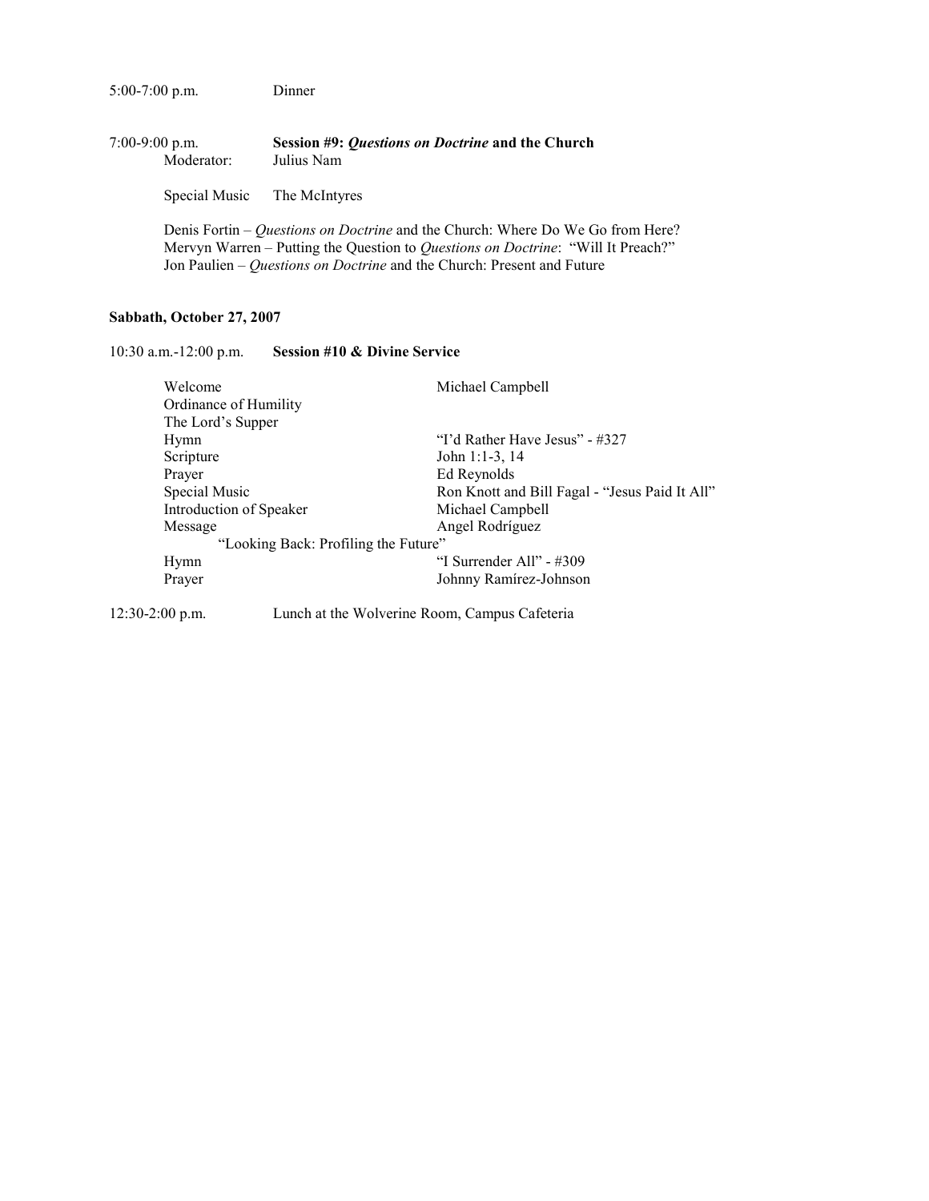5:00-7:00 p.m. Dinner

7:00-9:00 p.m. **Session #9: *Questions on Doctrine* and the Church**

Moderator: Julius Nam

Special Music The McIntyres

Denis Fortin – *Questions on Doctrine* and the Church: Where Do We Go from Here?

Mervyn Warren – Putting the Question to *Questions on Doctrine*: "Will It Preach?"

Jon Paulien – *Questions on Doctrine* and the Church: Present and Future

**Sabbath, October 27, 2007**

10:30 a.m.-12:00 p.m. **Session #10 & Divine Service**

| | |
|---|---|
| Welcome | Michael Campbell |
| Ordinance of Humility | |
| The Lord's Supper | |
| Hymn | "I'd Rather Have Jesus" - #327 |
| Scripture | John 1:1-3, 14 |
| Prayer | Ed Reynolds |
| Special Music | Ron Knott and Bill Fagal - "Jesus Paid It All" |
| Introduction of Speaker | Michael Campbell |
| Message | Angel Rodríguez |
| "Looking Back: Profiling the Future" | |
| Hymn | "I Surrender All" - #309 |
| Prayer | Johnny Ramírez-Johnson |

12:30-2:00 p.m. Lunch at the Wolverine Room, Campus Cafeteria